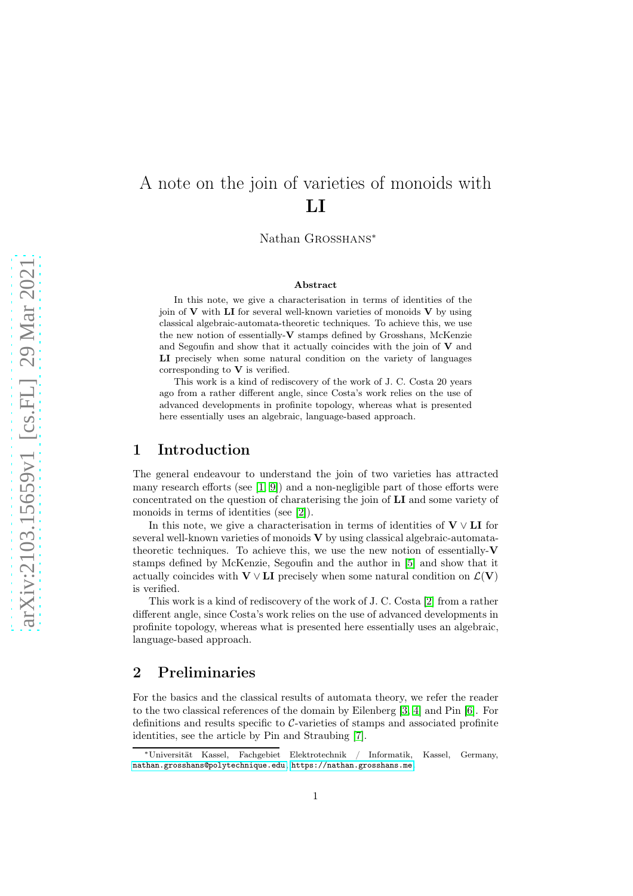# A note on the join of varieties of monoids with **LI**

Nathan GROSSHANS*

### Abstract

In this note, we give a characterisation in terms of identities of the join of **V** with **LI** for several well-known varieties of monoids **V** by using classical algebraic-automata-theoretic techniques. To achieve this, we use the new notion of essentially-**V** stamps defined by Grosshans, McKenzie and Segoufin and show that it actually coincides with the join of **V** and **LI** precisely when some natural condition on the variety of languages corresponding to **V** is verified.

This work is a kind of rediscovery of the work of J. C. Costa 20 years ago from a rather different angle, since Costa's work relies on the use of advanced developments in profinite topology, whereas what is presented here essentially uses an algebraic, language-based approach.

## 1 Introduction

The general endeavour to understand the join of two varieties has attracted many research efforts (see [1, 9]) and a non-negligible part of those efforts were concentrated on the question of charaterising the join of **LI** and some variety of monoids in terms of identities (see [2]).

In this note, we give a characterisation in terms of identities of $\mathbf{V} \vee \mathbf{LI}$ for several well-known varieties of monoids **V** by using classical algebraic-automata-theoretic techniques. To achieve this, we use the new notion of essentially-**V** stamps defined by McKenzie, Segoufin and the author in [5] and show that it actually coincides with $\mathbf{V} \vee \mathbf{LI}$ precisely when some natural condition on $\mathcal{L}(\mathbf{V})$ is verified.

This work is a kind of rediscovery of the work of J. C. Costa [2] from a rather different angle, since Costa's work relies on the use of advanced developments in profinite topology, whereas what is presented here essentially uses an algebraic, language-based approach.

## 2 Preliminaries

For the basics and the classical results of automata theory, we refer the reader to the two classical references of the domain by Eilenberg [3, 4] and Pin [6]. For definitions and results specific to $\mathcal{C}$-varieties of stamps and associated profinite identities, see the article by Pin and Straubing [7].

*Universität Kassel, Fachgebiet Elektrotechnik / Informatik, Kassel, Germany, nathan.grosshans@polytechnique.edu, https://nathan.grosshans.me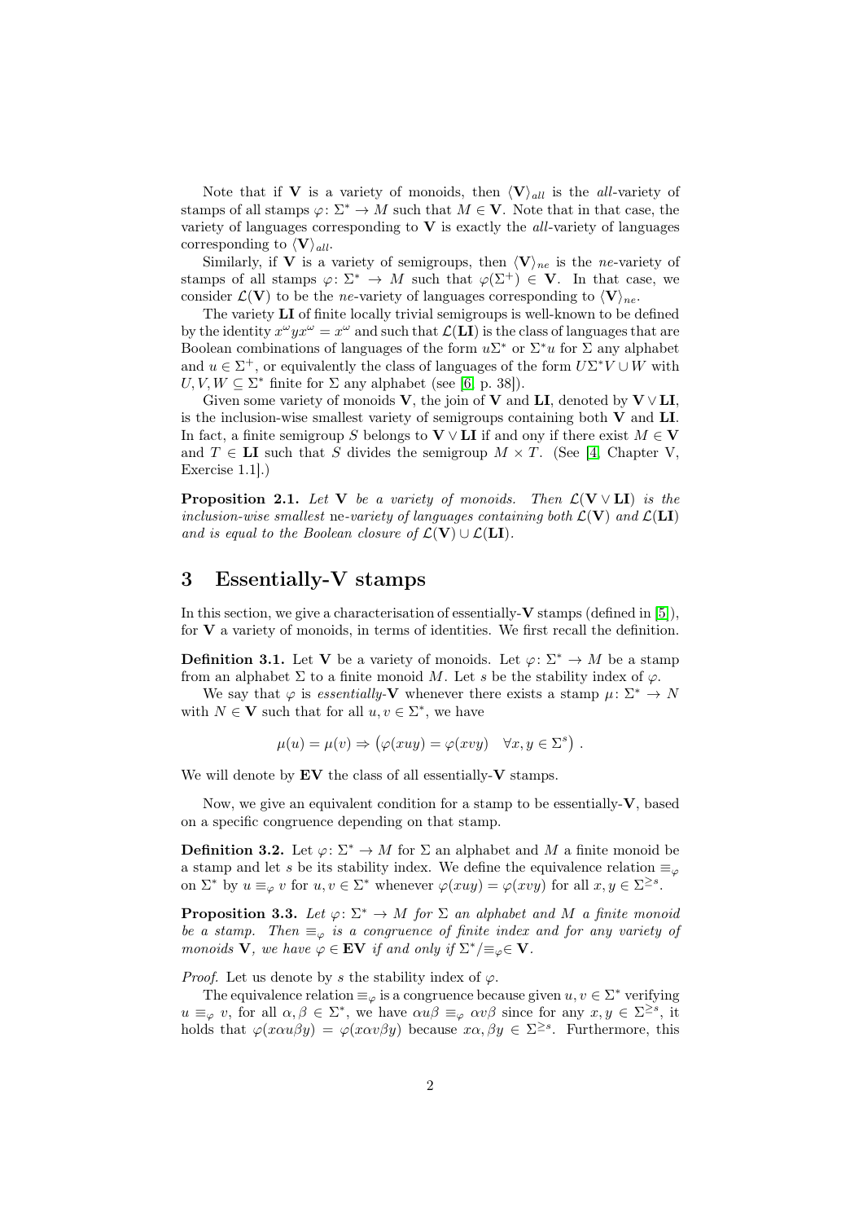Note that if $\mathbf{V}$ is a variety of monoids, then $\langle \mathbf{V} \rangle_{all}$ is the *all*-variety of stamps of all stamps $\varphi \colon \Sigma^* \to M$ such that $M \in \mathbf{V}$. Note that in that case, the variety of languages corresponding to $\mathbf{V}$ is exactly the *all*-variety of languages corresponding to $\langle \mathbf{V} \rangle_{all}$.

Similarly, if $\mathbf{V}$ is a variety of semigroups, then $\langle \mathbf{V} \rangle_{ne}$ is the *ne*-variety of stamps of all stamps $\varphi \colon \Sigma^* \to M$ such that $\varphi(\Sigma^+) \in \mathbf{V}$. In that case, we consider $\mathcal{L}(\mathbf{V})$ to be the *ne*-variety of languages corresponding to $\langle \mathbf{V} \rangle_{ne}$.

The variety $\mathbf{LI}$ of finite locally trivial semigroups is well-known to be defined by the identity $x^\omega y x^\omega = x^\omega$ and such that $\mathcal{L}(\mathbf{LI})$ is the class of languages that are Boolean combinations of languages of the form $u\Sigma^*$ or $\Sigma^* u$ for $\Sigma$ any alphabet and $u \in \Sigma^+$, or equivalently the class of languages of the form $U\Sigma^* V \cup W$ with $U, V, W \subseteq \Sigma^*$ finite for $\Sigma$ any alphabet (see [6, p. 38]).

Given some variety of monoids $\mathbf{V}$, the join of $\mathbf{V}$ and $\mathbf{LI}$, denoted by $\mathbf{V} \vee \mathbf{LI}$, is the inclusion-wise smallest variety of semigroups containing both $\mathbf{V}$ and $\mathbf{LI}$. In fact, a finite semigroup $S$ belongs to $\mathbf{V} \vee \mathbf{LI}$ if and ony if there exist $M \in \mathbf{V}$ and $T \in \mathbf{LI}$ such that $S$ divides the semigroup $M \times T$. (See [4, Chapter V, Exercise 1.1].)

**Proposition 2.1.** *Let $\mathbf{V}$ be a variety of monoids. Then $\mathcal{L}(\mathbf{V} \vee \mathbf{LI})$ is the inclusion-wise smallest* ne*-variety of languages containing both $\mathcal{L}(\mathbf{V})$ and $\mathcal{L}(\mathbf{LI})$ and is equal to the Boolean closure of $\mathcal{L}(\mathbf{V}) \cup \mathcal{L}(\mathbf{LI})$.*

# 3 Essentially-V stamps

In this section, we give a characterisation of essentially-$\mathbf{V}$ stamps (defined in [5]), for $\mathbf{V}$ a variety of monoids, in terms of identities. We first recall the definition.

**Definition 3.1.** Let $\mathbf{V}$ be a variety of monoids. Let $\varphi \colon \Sigma^* \to M$ be a stamp from an alphabet $\Sigma$ to a finite monoid $M$. Let $s$ be the stability index of $\varphi$.

We say that $\varphi$ is *essentially-*$\mathbf{V}$ whenever there exists a stamp $\mu \colon \Sigma^* \to N$ with $N \in \mathbf{V}$ such that for all $u, v \in \Sigma^*$, we have

$$\mu(u) = \mu(v) \Rightarrow \big(\varphi(xuy) = \varphi(xvy) \quad \forall x, y \in \Sigma^s\big) \ .$$

We will denote by $\mathbf{EV}$ the class of all essentially-$\mathbf{V}$ stamps.

Now, we give an equivalent condition for a stamp to be essentially-$\mathbf{V}$, based on a specific congruence depending on that stamp.

**Definition 3.2.** Let $\varphi \colon \Sigma^* \to M$ for $\Sigma$ an alphabet and $M$ a finite monoid be a stamp and let $s$ be its stability index. We define the equivalence relation $\equiv_\varphi$ on $\Sigma^*$ by $u \equiv_\varphi v$ for $u, v \in \Sigma^*$ whenever $\varphi(xuy) = \varphi(xvy)$ for all $x, y \in \Sigma^{\geq s}$.

**Proposition 3.3.** *Let $\varphi \colon \Sigma^* \to M$ for $\Sigma$ an alphabet and $M$ a finite monoid be a stamp. Then $\equiv_\varphi$ is a congruence of finite index and for any variety of monoids $\mathbf{V}$, we have $\varphi \in \mathbf{EV}$ if and only if $\Sigma^*/{\equiv_\varphi} \in \mathbf{V}$.*

*Proof.* Let us denote by $s$ the stability index of $\varphi$.

The equivalence relation $\equiv_\varphi$ is a congruence because given $u, v \in \Sigma^*$ verifying $u \equiv_\varphi v$, for all $\alpha, \beta \in \Sigma^*$, we have $\alpha u \beta \equiv_\varphi \alpha v \beta$ since for any $x, y \in \Sigma^{\geq s}$, it holds that $\varphi(x\alpha u \beta y) = \varphi(x \alpha v \beta y)$ because $x\alpha, \beta y \in \Sigma^{\geq s}$. Furthermore, this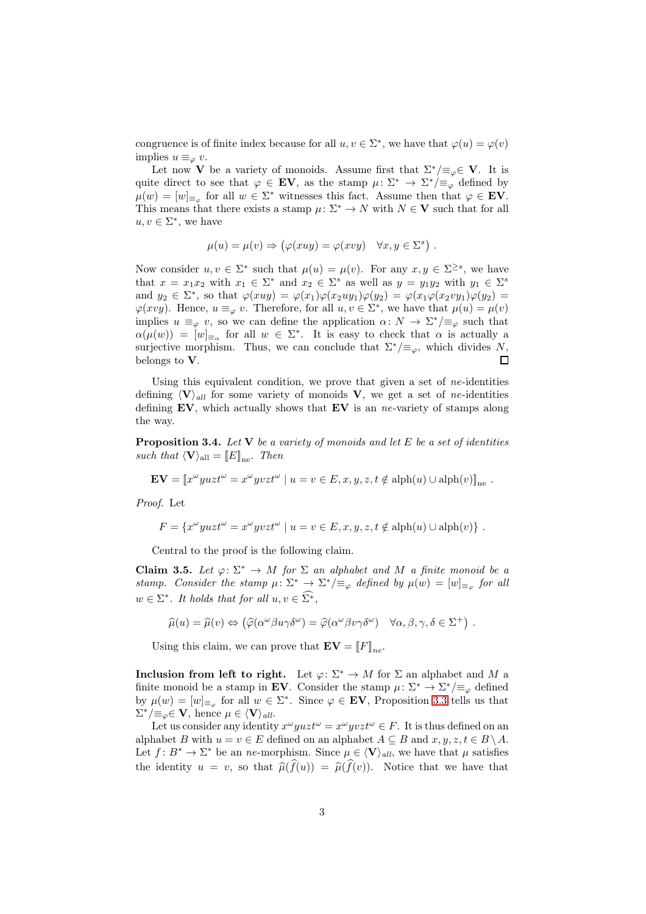congruence is of finite index because for all $u, v \in \Sigma^*$, we have that $\varphi(u) = \varphi(v)$ implies $u \equiv_\varphi v$.

Let now $\mathbf{V}$ be a variety of monoids. Assume first that $\Sigma^*/{\equiv_\varphi} \in \mathbf{V}$. It is quite direct to see that $\varphi \in \mathbf{EV}$, as the stamp $\mu\colon \Sigma^* \to \Sigma^*/{\equiv_\varphi}$ defined by $\mu(w) = [w]_{\equiv_\varphi}$ for all $w \in \Sigma^*$ witnesses this fact. Assume then that $\varphi \in \mathbf{EV}$. This means that there exists a stamp $\mu\colon \Sigma^* \to N$ with $N \in \mathbf{V}$ such that for all $u, v \in \Sigma^*$, we have

$$\mu(u) = \mu(v) \Rightarrow \left(\varphi(xuy) = \varphi(xvy) \quad \forall x, y \in \Sigma^s\right) .$$

Now consider $u, v \in \Sigma^*$ such that $\mu(u) = \mu(v)$. For any $x, y \in \Sigma^{\geq s}$, we have that $x = x_1x_2$ with $x_1 \in \Sigma^*$ and $x_2 \in \Sigma^s$ as well as $y = y_1y_2$ with $y_1 \in \Sigma^s$ and $y_2 \in \Sigma^*$, so that $\varphi(xuy) = \varphi(x_1)\varphi(x_2uy_1)\varphi(y_2) = \varphi(x_1\varphi(x_2vy_1)\varphi(y_2) = \varphi(xvy)$. Hence, $u \equiv_\varphi v$. Therefore, for all $u, v \in \Sigma^*$, we have that $\mu(u) = \mu(v)$ implies $u \equiv_\varphi v$, so we can define the application $\alpha\colon N \to \Sigma^*/{\equiv_\varphi}$ such that $\alpha(\mu(w)) = [w]_{\equiv_\alpha}$ for all $w \in \Sigma^*$. It is easy to check that $\alpha$ is actually a surjective morphism. Thus, we can conclude that $\Sigma^*/{\equiv_\varphi}$, which divides $N$, belongs to $\mathbf{V}$. □

Using this equivalent condition, we prove that given a set of *ne*-identities defining $\langle \mathbf{V} \rangle_{all}$ for some variety of monoids $\mathbf{V}$, we get a set of *ne*-identities defining $\mathbf{EV}$, which actually shows that $\mathbf{EV}$ is an *ne*-variety of stamps along the way.

**Proposition 3.4.** *Let $\mathbf{V}$ be a variety of monoids and let $E$ be a set of identities such that $\langle \mathbf{V} \rangle_{\mathrm{all}} = [\![E]\!]_{\mathrm{ne}}$. Then*

$$\mathbf{EV} = [\![x^\omega yuzt^\omega = x^\omega yvzt^\omega \mid u = v \in E, x, y, z, t \notin \mathrm{alph}(u) \cup \mathrm{alph}(v)]\!]_{\mathrm{ne}} .$$

*Proof.* Let

$$F = \{x^\omega yuzt^\omega = x^\omega yvzt^\omega \mid u = v \in E, x, y, z, t \notin \mathrm{alph}(u) \cup \mathrm{alph}(v)\} .$$

Central to the proof is the following claim.

**Claim 3.5.** *Let $\varphi\colon \Sigma^* \to M$ for $\Sigma$ an alphabet and $M$ a finite monoid be a stamp. Consider the stamp $\mu\colon \Sigma^* \to \Sigma^*/{\equiv_\varphi}$ defined by $\mu(w) = [w]_{\equiv_\varphi}$ for all $w \in \Sigma^*$. It holds that for all $u, v \in \widehat{\Sigma^*}$,*

$$\widehat{\mu}(u) = \widehat{\mu}(v) \Leftrightarrow \left(\widehat{\varphi}(\alpha^\omega \beta u \gamma \delta^\omega) = \widehat{\varphi}(\alpha^\omega \beta v \gamma \delta^\omega) \quad \forall \alpha, \beta, \gamma, \delta \in \Sigma^+\right) .$$

Using this claim, we can prove that $\mathbf{EV} = [\![F]\!]_{ne}$.

**Inclusion from left to right.** Let $\varphi\colon \Sigma^* \to M$ for $\Sigma$ an alphabet and $M$ a finite monoid be a stamp in $\mathbf{EV}$. Consider the stamp $\mu\colon \Sigma^* \to \Sigma^*/{\equiv_\varphi}$ defined by $\mu(w) = [w]_{\equiv_\varphi}$ for all $w \in \Sigma^*$. Since $\varphi \in \mathbf{EV}$, Proposition 3.3 tells us that $\Sigma^*/{\equiv_\varphi} \in \mathbf{V}$, hence $\mu \in \langle \mathbf{V} \rangle_{all}$.

Let us consider any identity $x^\omega yuzt^\omega = x^\omega yvzt^\omega \in F$. It is thus defined on an alphabet $B$ with $u = v \in E$ defined on an alphabet $A \subseteq B$ and $x, y, z, t \in B \setminus A$. Let $f\colon B^* \to \Sigma^*$ be an *ne*-morphism. Since $\mu \in \langle \mathbf{V} \rangle_{all}$, we have that $\mu$ satisfies the identity $u = v$, so that $\widehat{\mu}(\widehat{f}(u)) = \widehat{\mu}(\widehat{f}(v))$. Notice that we have that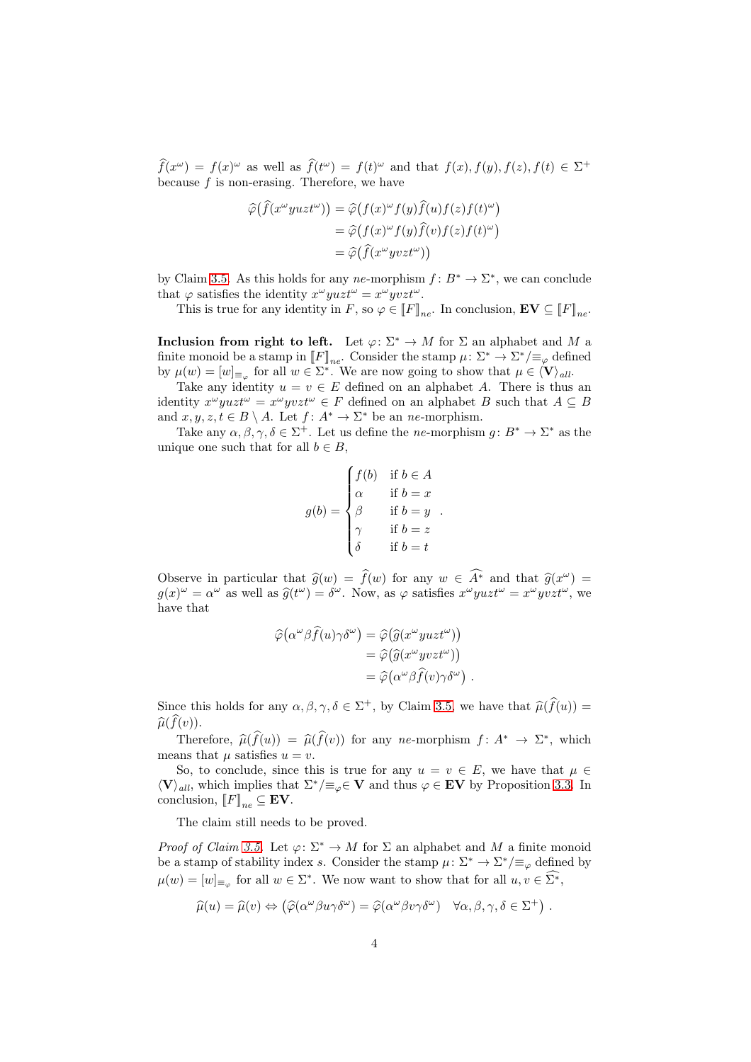$\widehat{f}(x^\omega) = f(x)^\omega$ as well as $\widehat{f}(t^\omega) = f(t)^\omega$ and that $f(x), f(y), f(z), f(t) \in \Sigma^+$ because $f$ is non-erasing. Therefore, we have

$$\begin{aligned}
\widehat{\varphi}\big(\widehat{f}(x^\omega yuzt^\omega)\big) &= \widehat{\varphi}\big(f(x)^\omega f(y)\widehat{f}(u)f(z)f(t)^\omega\big) \\
&= \widehat{\varphi}\big(f(x)^\omega f(y)\widehat{f}(v)f(z)f(t)^\omega\big) \\
&= \widehat{\varphi}\big(\widehat{f}(x^\omega yvzt^\omega)\big)
\end{aligned}$$

by Claim 3.5. As this holds for any $ne$-morphism $f\colon B^* \to \Sigma^*$, we can conclude that $\varphi$ satisfies the identity $x^\omega yuzt^\omega = x^\omega yvzt^\omega$.

This is true for any identity in $F$, so $\varphi \in [\![F]\!]_{ne}$. In conclusion, $\mathbf{EV} \subseteq [\![F]\!]_{ne}$.

**Inclusion from right to left.** Let $\varphi\colon \Sigma^* \to M$ for $\Sigma$ an alphabet and $M$ a finite monoid be a stamp in $[\![F]\!]_{ne}$. Consider the stamp $\mu\colon \Sigma^* \to \Sigma^*/{\equiv_\varphi}$ defined by $\mu(w) = [w]_{\equiv_\varphi}$ for all $w \in \Sigma^*$. We are now going to show that $\mu \in \langle \mathbf{V} \rangle_{all}$.

Take any identity $u = v \in E$ defined on an alphabet $A$. There is thus an identity $x^\omega yuzt^\omega = x^\omega yvzt^\omega \in F$ defined on an alphabet $B$ such that $A \subseteq B$ and $x, y, z, t \in B \setminus A$. Let $f\colon A^* \to \Sigma^*$ be an $ne$-morphism.

Take any $\alpha, \beta, \gamma, \delta \in \Sigma^+$. Let us define the $ne$-morphism $g\colon B^* \to \Sigma^*$ as the unique one such that for all $b \in B$,

$$g(b) = \begin{cases} f(b) & \text{if } b \in A \\ \alpha & \text{if } b = x \\ \beta & \text{if } b = y \\ \gamma & \text{if } b = z \\ \delta & \text{if } b = t \end{cases} .$$

Observe in particular that $\widehat{g}(w) = \widehat{f}(w)$ for any $w \in \widehat{A^*}$ and that $\widehat{g}(x^\omega) = g(x)^\omega = \alpha^\omega$ as well as $\widehat{g}(t^\omega) = \delta^\omega$. Now, as $\varphi$ satisfies $x^\omega yuzt^\omega = x^\omega yvzt^\omega$, we have that

$$\begin{aligned}
\widehat{\varphi}\big(\alpha^\omega \beta \widehat{f}(u)\gamma\delta^\omega\big) &= \widehat{\varphi}\big(\widehat{g}(x^\omega yuzt^\omega)\big) \\
&= \widehat{\varphi}\big(\widehat{g}(x^\omega yvzt^\omega)\big) \\
&= \widehat{\varphi}\big(\alpha^\omega \beta \widehat{f}(v)\gamma\delta^\omega\big) .
\end{aligned}$$

Since this holds for any $\alpha, \beta, \gamma, \delta \in \Sigma^+$, by Claim 3.5, we have that $\widehat{\mu}(\widehat{f}(u)) = \widehat{\mu}(\widehat{f}(v))$.

Therefore, $\widehat{\mu}(\widehat{f}(u)) = \widehat{\mu}(\widehat{f}(v))$ for any $ne$-morphism $f\colon A^* \to \Sigma^*$, which means that $\mu$ satisfies $u = v$.

So, to conclude, since this is true for any $u = v \in E$, we have that $\mu \in \langle \mathbf{V} \rangle_{all}$, which implies that $\Sigma^*/{\equiv_\varphi} \in \mathbf{V}$ and thus $\varphi \in \mathbf{EV}$ by Proposition 3.3. In conclusion, $[\![F]\!]_{ne} \subseteq \mathbf{EV}$.

The claim still needs to be proved.

*Proof of Claim 3.5.* Let $\varphi\colon \Sigma^* \to M$ for $\Sigma$ an alphabet and $M$ a finite monoid be a stamp of stability index $s$. Consider the stamp $\mu\colon \Sigma^* \to \Sigma^*/{\equiv_\varphi}$ defined by $\mu(w) = [w]_{\equiv_\varphi}$ for all $w \in \Sigma^*$. We now want to show that for all $u, v \in \widehat{\Sigma^*}$,

$$\widehat{\mu}(u) = \widehat{\mu}(v) \Leftrightarrow \big(\widehat{\varphi}(\alpha^\omega \beta u \gamma \delta^\omega) = \widehat{\varphi}(\alpha^\omega \beta v \gamma \delta^\omega) \quad \forall \alpha, \beta, \gamma, \delta \in \Sigma^+\big) .$$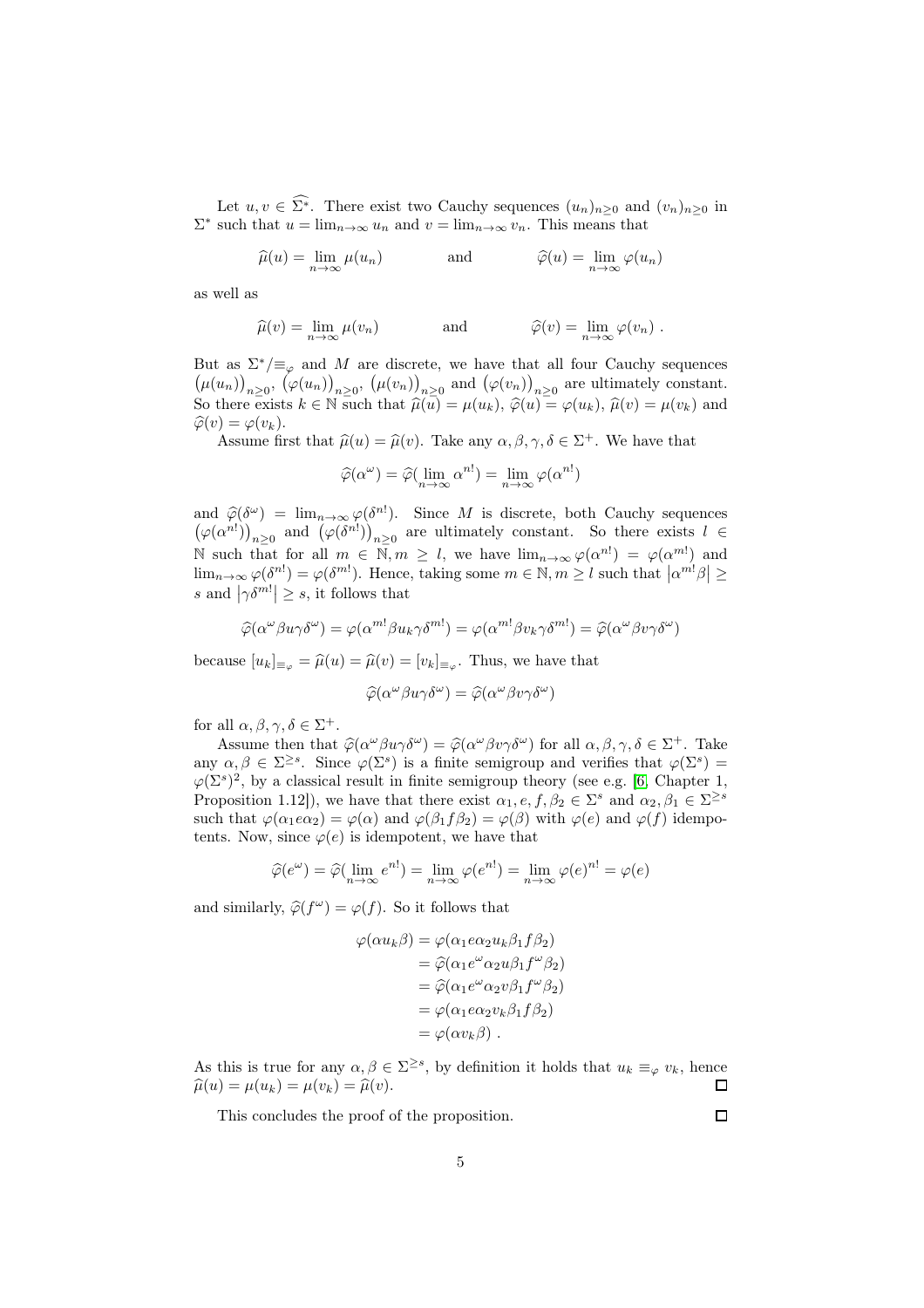Let $u, v \in \widehat{\Sigma^*}$. There exist two Cauchy sequences $(u_n)_{n\geq 0}$ and $(v_n)_{n\geq 0}$ in $\Sigma^*$ such that $u = \lim_{n\to\infty} u_n$ and $v = \lim_{n\to\infty} v_n$. This means that

$$\widehat{\mu}(u) = \lim_{n\to\infty} \mu(u_n) \qquad \text{and} \qquad \widehat{\varphi}(u) = \lim_{n\to\infty} \varphi(u_n)$$

as well as

$$\widehat{\mu}(v) = \lim_{n\to\infty} \mu(v_n) \qquad \text{and} \qquad \widehat{\varphi}(v) = \lim_{n\to\infty} \varphi(v_n)\ .$$

But as $\Sigma^*/{\equiv_\varphi}$ and $M$ are discrete, we have that all four Cauchy sequences $\big(\mu(u_n)\big)_{n\geq 0}$, $\big(\varphi(u_n)\big)_{n\geq 0}$, $\big(\mu(v_n)\big)_{n\geq 0}$ and $\big(\varphi(v_n)\big)_{n\geq 0}$ are ultimately constant. So there exists $k \in \mathbb{N}$ such that $\widehat{\mu}(u) = \mu(u_k)$, $\widehat{\varphi}(u) = \varphi(u_k)$, $\widehat{\mu}(v) = \mu(v_k)$ and $\widehat{\varphi}(v) = \varphi(v_k)$.

Assume first that $\widehat{\mu}(u) = \widehat{\mu}(v)$. Take any $\alpha, \beta, \gamma, \delta \in \Sigma^+$. We have that

$$\widehat{\varphi}(\alpha^\omega) = \widehat{\varphi}(\lim_{n\to\infty} \alpha^{n!}) = \lim_{n\to\infty} \varphi(\alpha^{n!})$$

and $\widehat{\varphi}(\delta^\omega) = \lim_{n\to\infty} \varphi(\delta^{n!})$. Since $M$ is discrete, both Cauchy sequences $\big(\varphi(\alpha^{n!})\big)_{n\geq 0}$ and $\big(\varphi(\delta^{n!})\big)_{n\geq 0}$ are ultimately constant. So there exists $l \in \mathbb{N}$ such that for all $m \in \mathbb{N}, m \geq l$, we have $\lim_{n\to\infty} \varphi(\alpha^{n!}) = \varphi(\alpha^{m!})$ and $\lim_{n\to\infty} \varphi(\delta^{n!}) = \varphi(\delta^{m!})$. Hence, taking some $m \in \mathbb{N}, m \geq l$ such that $\left|\alpha^{m!}\beta\right| \geq s$ and $\left|\gamma\delta^{m!}\right| \geq s$, it follows that

$$\widehat{\varphi}(\alpha^\omega \beta u \gamma \delta^\omega) = \varphi(\alpha^{m!}\beta u_k \gamma \delta^{m!}) = \varphi(\alpha^{m!}\beta v_k \gamma \delta^{m!}) = \widehat{\varphi}(\alpha^\omega \beta v \gamma \delta^\omega)$$

because $[u_k]_{\equiv_\varphi} = \widehat{\mu}(u) = \widehat{\mu}(v) = [v_k]_{\equiv_\varphi}$. Thus, we have that

$$\widehat{\varphi}(\alpha^\omega \beta u \gamma \delta^\omega) = \widehat{\varphi}(\alpha^\omega \beta v \gamma \delta^\omega)$$

for all $\alpha, \beta, \gamma, \delta \in \Sigma^+$.

Assume then that $\widehat{\varphi}(\alpha^\omega \beta u \gamma \delta^\omega) = \widehat{\varphi}(\alpha^\omega \beta v \gamma \delta^\omega)$ for all $\alpha, \beta, \gamma, \delta \in \Sigma^+$. Take any $\alpha, \beta \in \Sigma^{\geq s}$. Since $\varphi(\Sigma^s)$ is a finite semigroup and verifies that $\varphi(\Sigma^s) = \varphi(\Sigma^s)^2$, by a classical result in finite semigroup theory (see e.g. [6, Chapter 1, Proposition 1.12]), we have that there exist $\alpha_1, e, f, \beta_2 \in \Sigma^s$ and $\alpha_2, \beta_1 \in \Sigma^{\geq s}$ such that $\varphi(\alpha_1 e \alpha_2) = \varphi(\alpha)$ and $\varphi(\beta_1 f \beta_2) = \varphi(\beta)$ with $\varphi(e)$ and $\varphi(f)$ idempotents. Now, since $\varphi(e)$ is idempotent, we have that

$$\widehat{\varphi}(e^\omega) = \widehat{\varphi}(\lim_{n\to\infty} e^{n!}) = \lim_{n\to\infty} \varphi(e^{n!}) = \lim_{n\to\infty} \varphi(e)^{n!} = \varphi(e)$$

and similarly, $\widehat{\varphi}(f^\omega) = \varphi(f)$. So it follows that

$$\begin{aligned}
\varphi(\alpha u_k \beta) &= \varphi(\alpha_1 e \alpha_2 u_k \beta_1 f \beta_2) \\
&= \widehat{\varphi}(\alpha_1 e^\omega \alpha_2 u \beta_1 f^\omega \beta_2) \\
&= \widehat{\varphi}(\alpha_1 e^\omega \alpha_2 v \beta_1 f^\omega \beta_2) \\
&= \varphi(\alpha_1 e \alpha_2 v_k \beta_1 f \beta_2) \\
&= \varphi(\alpha v_k \beta)\ .
\end{aligned}$$

As this is true for any $\alpha, \beta \in \Sigma^{\geq s}$, by definition it holds that $u_k \equiv_\varphi v_k$, hence $\widehat{\mu}(u) = \mu(u_k) = \mu(v_k) = \widehat{\mu}(v)$. ∎

This concludes the proof of the proposition. ∎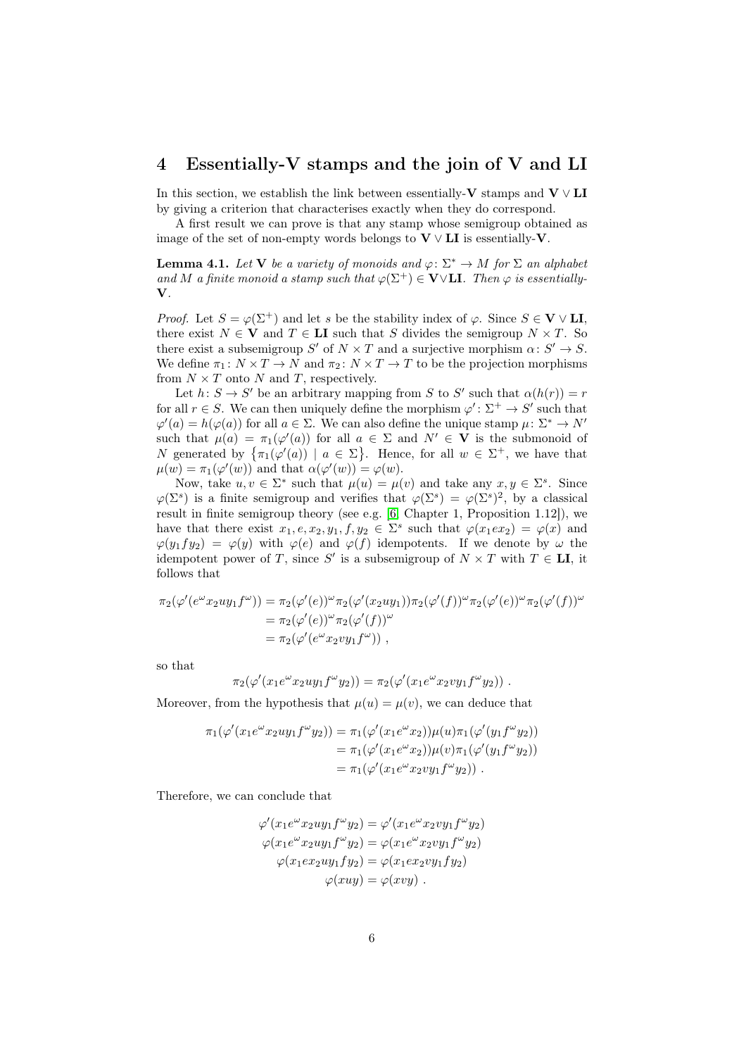## 4 Essentially-V stamps and the join of V and LI

In this section, we establish the link between essentially-**V** stamps and $\mathbf{V} \vee \mathbf{LI}$ by giving a criterion that characterises exactly when they do correspond.

A first result we can prove is that any stamp whose semigroup obtained as image of the set of non-empty words belongs to $\mathbf{V} \vee \mathbf{LI}$ is essentially-**V**.

**Lemma 4.1.** *Let* **V** *be a variety of monoids and* $\varphi \colon \Sigma^* \to M$ *for* $\Sigma$ *an alphabet and* $M$ *a finite monoid a stamp such that* $\varphi(\Sigma^+) \in \mathbf{V} \vee \mathbf{LI}$*. Then* $\varphi$ *is essentially-***V***.*

*Proof.* Let $S = \varphi(\Sigma^+)$ and let $s$ be the stability index of $\varphi$. Since $S \in \mathbf{V} \vee \mathbf{LI}$, there exist $N \in \mathbf{V}$ and $T \in \mathbf{LI}$ such that $S$ divides the semigroup $N \times T$. So there exist a subsemigroup $S'$ of $N \times T$ and a surjective morphism $\alpha \colon S' \to S$. We define $\pi_1 \colon N \times T \to N$ and $\pi_2 \colon N \times T \to T$ to be the projection morphisms from $N \times T$ onto $N$ and $T$, respectively.

Let $h \colon S \to S'$ be an arbitrary mapping from $S$ to $S'$ such that $\alpha(h(r)) = r$ for all $r \in S$. We can then uniquely define the morphism $\varphi' \colon \Sigma^+ \to S'$ such that $\varphi'(a) = h(\varphi(a))$ for all $a \in \Sigma$. We can also define the unique stamp $\mu \colon \Sigma^* \to N'$ such that $\mu(a) = \pi_1(\varphi'(a))$ for all $a \in \Sigma$ and $N' \in \mathbf{V}$ is the submonoid of $N$ generated by $\{\pi_1(\varphi'(a)) \mid a \in \Sigma\}$. Hence, for all $w \in \Sigma^+$, we have that $\mu(w) = \pi_1(\varphi'(w))$ and that $\alpha(\varphi'(w)) = \varphi(w)$.

Now, take $u, v \in \Sigma^*$ such that $\mu(u) = \mu(v)$ and take any $x, y \in \Sigma^s$. Since $\varphi(\Sigma^s)$ is a finite semigroup and verifies that $\varphi(\Sigma^s) = \varphi(\Sigma^s)^2$, by a classical result in finite semigroup theory (see e.g. [6, Chapter 1, Proposition 1.12]), we have that there exist $x_1, e, x_2, y_1, f, y_2 \in \Sigma^s$ such that $\varphi(x_1 e x_2) = \varphi(x)$ and $\varphi(y_1 f y_2) = \varphi(y)$ with $\varphi(e)$ and $\varphi(f)$ idempotents. If we denote by $\omega$ the idempotent power of $T$, since $S'$ is a subsemigroup of $N \times T$ with $T \in \mathbf{LI}$, it follows that

$$
\begin{aligned}
\pi_2(\varphi'(e^\omega x_2 u y_1 f^\omega)) &= \pi_2(\varphi'(e))^\omega \pi_2(\varphi'(x_2 u y_1)) \pi_2(\varphi'(f))^\omega \pi_2(\varphi'(e))^\omega \pi_2(\varphi'(f))^\omega \\
&= \pi_2(\varphi'(e))^\omega \pi_2(\varphi'(f))^\omega \\
&= \pi_2(\varphi'(e^\omega x_2 v y_1 f^\omega)) \,,
\end{aligned}
$$

so that

$$
\pi_2(\varphi'(x_1 e^\omega x_2 u y_1 f^\omega y_2)) = \pi_2(\varphi'(x_1 e^\omega x_2 v y_1 f^\omega y_2)) \,.
$$

Moreover, from the hypothesis that $\mu(u) = \mu(v)$, we can deduce that

$$
\begin{aligned}
\pi_1(\varphi'(x_1 e^\omega x_2 u y_1 f^\omega y_2)) &= \pi_1(\varphi'(x_1 e^\omega x_2)) \mu(u) \pi_1(\varphi'(y_1 f^\omega y_2)) \\
&= \pi_1(\varphi'(x_1 e^\omega x_2)) \mu(v) \pi_1(\varphi'(y_1 f^\omega y_2)) \\
&= \pi_1(\varphi'(x_1 e^\omega x_2 v y_1 f^\omega y_2)) \,.
\end{aligned}
$$

Therefore, we can conclude that

$$
\begin{aligned}
\varphi'(x_1 e^\omega x_2 u y_1 f^\omega y_2) &= \varphi'(x_1 e^\omega x_2 v y_1 f^\omega y_2) \\
\varphi(x_1 e^\omega x_2 u y_1 f^\omega y_2) &= \varphi(x_1 e^\omega x_2 v y_1 f^\omega y_2) \\
\varphi(x_1 e x_2 u y_1 f y_2) &= \varphi(x_1 e x_2 v y_1 f y_2) \\
\varphi(x u y) &= \varphi(x v y) \,.
\end{aligned}
$$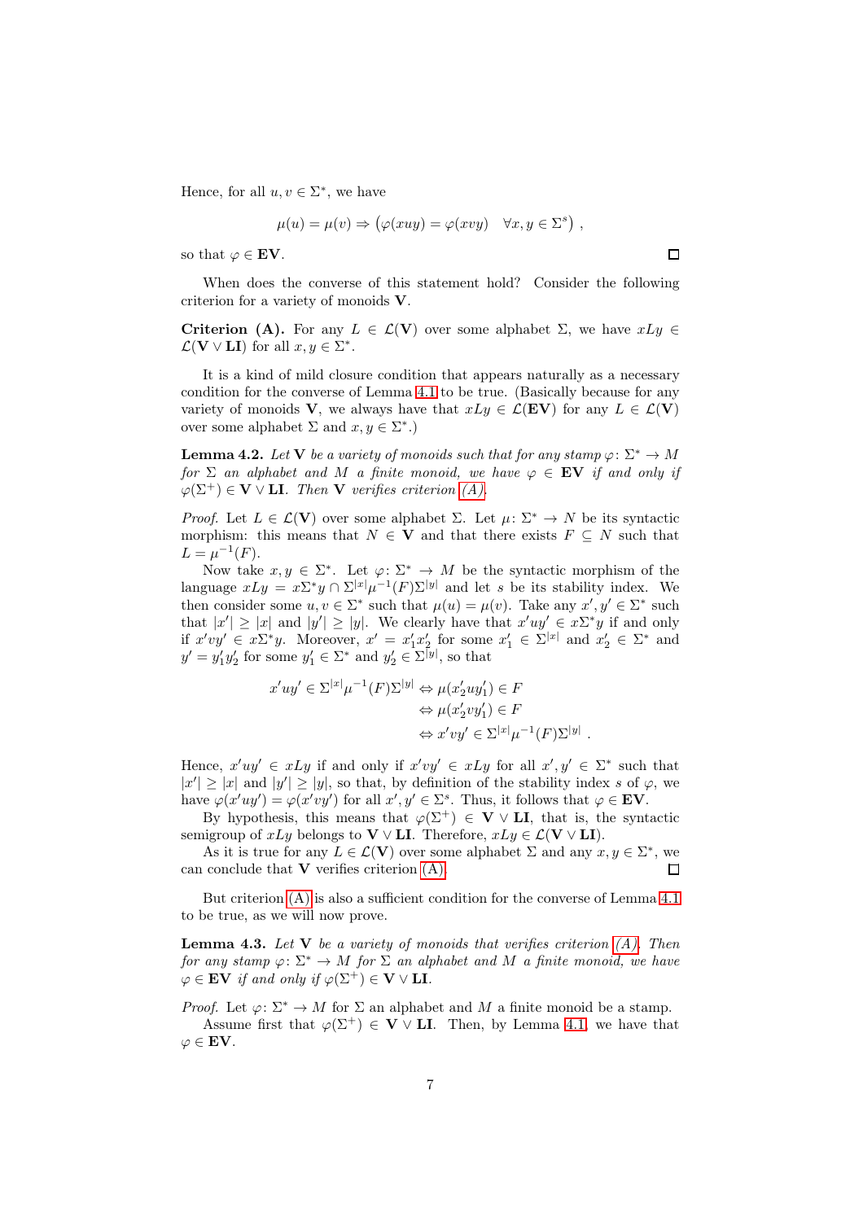Hence, for all $u, v \in \Sigma^*$, we have

$$\mu(u) = \mu(v) \Rightarrow \big(\varphi(xuy) = \varphi(xvy) \quad \forall x, y \in \Sigma^s\big) ,$$

so that $\varphi \in \mathbf{EV}$. ◻

When does the converse of this statement hold? Consider the following criterion for a variety of monoids $\mathbf{V}$.

**Criterion (A).** For any $L \in \mathcal{L}(\mathbf{V})$ over some alphabet $\Sigma$, we have $xLy \in \mathcal{L}(\mathbf{V} \vee \mathbf{LI})$ for all $x, y \in \Sigma^*$.

It is a kind of mild closure condition that appears naturally as a necessary condition for the converse of Lemma 4.1 to be true. (Basically because for any variety of monoids $\mathbf{V}$, we always have that $xLy \in \mathcal{L}(\mathbf{EV})$ for any $L \in \mathcal{L}(\mathbf{V})$ over some alphabet $\Sigma$ and $x, y \in \Sigma^*$.)

**Lemma 4.2.** *Let $\mathbf{V}$ be a variety of monoids such that for any stamp $\varphi\colon \Sigma^* \to M$ for $\Sigma$ an alphabet and $M$ a finite monoid, we have $\varphi \in \mathbf{EV}$ if and only if $\varphi(\Sigma^+) \in \mathbf{V} \vee \mathbf{LI}$. Then $\mathbf{V}$ verifies criterion (A).*

*Proof.* Let $L \in \mathcal{L}(\mathbf{V})$ over some alphabet $\Sigma$. Let $\mu\colon \Sigma^* \to N$ be its syntactic morphism: this means that $N \in \mathbf{V}$ and that there exists $F \subseteq N$ such that $L = \mu^{-1}(F)$.

Now take $x, y \in \Sigma^*$. Let $\varphi\colon \Sigma^* \to M$ be the syntactic morphism of the language $xLy = x\Sigma^*y \cap \Sigma^{|x|}\mu^{-1}(F)\Sigma^{|y|}$ and let $s$ be its stability index. We then consider some $u, v \in \Sigma^*$ such that $\mu(u) = \mu(v)$. Take any $x', y' \in \Sigma^*$ such that $|x'| \geq |x|$ and $|y'| \geq |y|$. We clearly have that $x'uy' \in x\Sigma^*y$ if and only if $x'vy' \in x\Sigma^*y$. Moreover, $x' = x'_1x'_2$ for some $x'_1 \in \Sigma^{|x|}$ and $x'_2 \in \Sigma^*$ and $y' = y'_1y'_2$ for some $y'_1 \in \Sigma^*$ and $y'_2 \in \Sigma^{|y|}$, so that

$$\begin{aligned}
x'uy' \in \Sigma^{|x|}\mu^{-1}(F)\Sigma^{|y|} &\Leftrightarrow \mu(x'_2uy'_1) \in F \\
&\Leftrightarrow \mu(x'_2vy'_1) \in F \\
&\Leftrightarrow x'vy' \in \Sigma^{|x|}\mu^{-1}(F)\Sigma^{|y|} \ .
\end{aligned}$$

Hence, $x'uy' \in xLy$ if and only if $x'vy' \in xLy$ for all $x', y' \in \Sigma^*$ such that $|x'| \geq |x|$ and $|y'| \geq |y|$, so that, by definition of the stability index $s$ of $\varphi$, we have $\varphi(x'uy') = \varphi(x'vy')$ for all $x', y' \in \Sigma^s$. Thus, it follows that $\varphi \in \mathbf{EV}$.

By hypothesis, this means that $\varphi(\Sigma^+) \in \mathbf{V} \vee \mathbf{LI}$, that is, the syntactic semigroup of $xLy$ belongs to $\mathbf{V} \vee \mathbf{LI}$. Therefore, $xLy \in \mathcal{L}(\mathbf{V} \vee \mathbf{LI})$.

As it is true for any $L \in \mathcal{L}(\mathbf{V})$ over some alphabet $\Sigma$ and any $x, y \in \Sigma^*$, we can conclude that $\mathbf{V}$ verifies criterion (A). ◻

But criterion (A) is also a sufficient condition for the converse of Lemma 4.1 to be true, as we will now prove.

**Lemma 4.3.** *Let $\mathbf{V}$ be a variety of monoids that verifies criterion (A). Then for any stamp $\varphi\colon \Sigma^* \to M$ for $\Sigma$ an alphabet and $M$ a finite monoid, we have $\varphi \in \mathbf{EV}$ if and only if $\varphi(\Sigma^+) \in \mathbf{V} \vee \mathbf{LI}$.*

*Proof.* Let $\varphi\colon \Sigma^* \to M$ for $\Sigma$ an alphabet and $M$ a finite monoid be a stamp.

Assume first that $\varphi(\Sigma^+) \in \mathbf{V} \vee \mathbf{LI}$. Then, by Lemma 4.1, we have that $\varphi \in \mathbf{EV}$.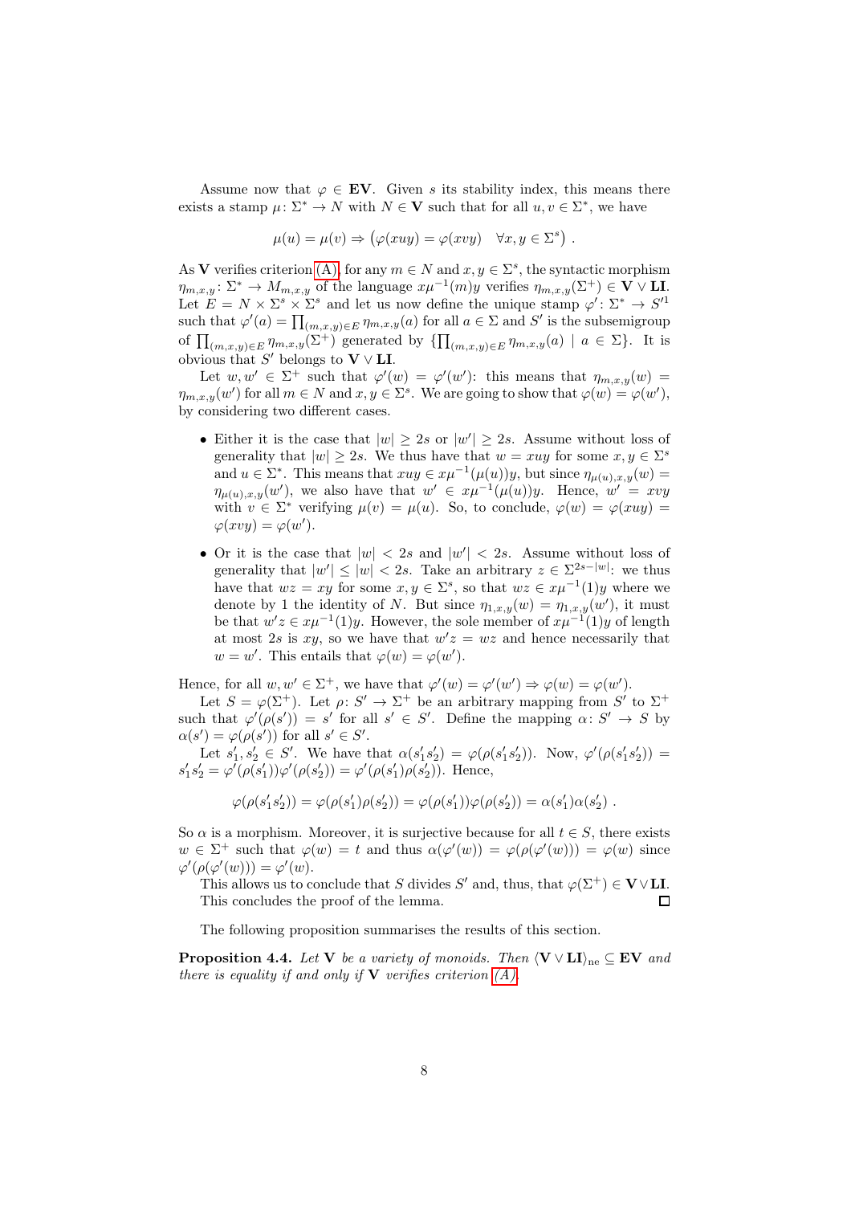Assume now that $\varphi \in \mathbf{EV}$. Given $s$ its stability index, this means there exists a stamp $\mu\colon \Sigma^* \to N$ with $N \in \mathbf{V}$ such that for all $u, v \in \Sigma^*$, we have

$$\mu(u) = \mu(v) \Rightarrow \big(\varphi(xuy) = \varphi(xvy) \quad \forall x, y \in \Sigma^s\big) \ .$$

As $\mathbf{V}$ verifies criterion (A), for any $m \in N$ and $x, y \in \Sigma^s$, the syntactic morphism $\eta_{m,x,y}\colon \Sigma^* \to M_{m,x,y}$ of the language $x\mu^{-1}(m)y$ verifies $\eta_{m,x,y}(\Sigma^+) \in \mathbf{V} \vee \mathbf{LI}$. Let $E = N \times \Sigma^s \times \Sigma^s$ and let us now define the unique stamp $\varphi'\colon \Sigma^* \to S'^1$ such that $\varphi'(a) = \prod_{(m,x,y)\in E} \eta_{m,x,y}(a)$ for all $a \in \Sigma$ and $S'$ is the subsemigroup of $\prod_{(m,x,y)\in E} \eta_{m,x,y}(\Sigma^+)$ generated by $\{\prod_{(m,x,y)\in E} \eta_{m,x,y}(a) \mid a \in \Sigma\}$. It is obvious that $S'$ belongs to $\mathbf{V} \vee \mathbf{LI}$.

Let $w, w' \in \Sigma^+$ such that $\varphi'(w) = \varphi'(w')$: this means that $\eta_{m,x,y}(w) = \eta_{m,x,y}(w')$ for all $m \in N$ and $x, y \in \Sigma^s$. We are going to show that $\varphi(w) = \varphi(w')$, by considering two different cases.

- Either it is the case that $|w| \geq 2s$ or $|w'| \geq 2s$. Assume without loss of generality that $|w| \geq 2s$. We thus have that $w = xuy$ for some $x, y \in \Sigma^s$ and $u \in \Sigma^*$. This means that $xuy \in x\mu^{-1}(\mu(u))y$, but since $\eta_{\mu(u),x,y}(w) = \eta_{\mu(u),x,y}(w')$, we also have that $w' \in x\mu^{-1}(\mu(u))y$. Hence, $w' = xvy$ with $v \in \Sigma^*$ verifying $\mu(v) = \mu(u)$. So, to conclude, $\varphi(w) = \varphi(xuy) = \varphi(xvy) = \varphi(w')$.
- Or it is the case that $|w| < 2s$ and $|w'| < 2s$. Assume without loss of generality that $|w'| \leq |w| < 2s$. Take an arbitrary $z \in \Sigma^{2s-|w|}$: we thus have that $wz = xy$ for some $x, y \in \Sigma^s$, so that $wz \in x\mu^{-1}(1)y$ where we denote by 1 the identity of $N$. But since $\eta_{1,x,y}(w) = \eta_{1,x,y}(w')$, it must be that $w'z \in x\mu^{-1}(1)y$. However, the sole member of $x\mu^{-1}(1)y$ of length at most $2s$ is $xy$, so we have that $w'z = wz$ and hence necessarily that $w = w'$. This entails that $\varphi(w) = \varphi(w')$.

Hence, for all $w, w' \in \Sigma^+$, we have that $\varphi'(w) = \varphi'(w') \Rightarrow \varphi(w) = \varphi(w')$.

Let $S = \varphi(\Sigma^+)$. Let $\rho\colon S' \to \Sigma^+$ be an arbitrary mapping from $S'$ to $\Sigma^+$ such that $\varphi'(\rho(s')) = s'$ for all $s' \in S'$. Define the mapping $\alpha\colon S' \to S$ by $\alpha(s') = \varphi(\rho(s'))$ for all $s' \in S'$.

Let $s'_1, s'_2 \in S'$. We have that $\alpha(s'_1 s'_2) = \varphi(\rho(s'_1 s'_2))$. Now, $\varphi'(\rho(s'_1 s'_2)) = s'_1 s'_2 = \varphi'(\rho(s'_1))\varphi'(\rho(s'_2)) = \varphi'(\rho(s'_1)\rho(s'_2))$. Hence,

$$\varphi(\rho(s'_1 s'_2)) = \varphi(\rho(s'_1)\rho(s'_2)) = \varphi(\rho(s'_1))\varphi(\rho(s'_2)) = \alpha(s'_1)\alpha(s'_2) \ .$$

So $\alpha$ is a morphism. Moreover, it is surjective because for all $t \in S$, there exists $w \in \Sigma^+$ such that $\varphi(w) = t$ and thus $\alpha(\varphi'(w)) = \varphi(\rho(\varphi'(w))) = \varphi(w)$ since $\varphi'(\rho(\varphi'(w))) = \varphi'(w)$.

This allows us to conclude that $S$ divides $S'$ and, thus, that $\varphi(\Sigma^+) \in \mathbf{V} \vee \mathbf{LI}$. This concludes the proof of the lemma. ◻

The following proposition summarises the results of this section.

**Proposition 4.4.** *Let* $\mathbf{V}$ *be a variety of monoids. Then* $\langle \mathbf{V} \vee \mathbf{LI} \rangle_{\mathrm{ne}} \subseteq \mathbf{EV}$ *and there is equality if and only if* $\mathbf{V}$ *verifies criterion (A).*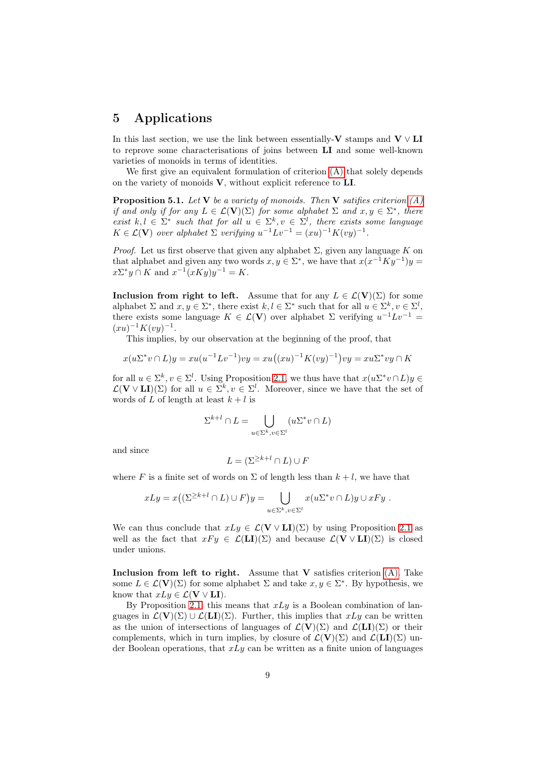# 5 Applications

In this last section, we use the link between essentially-**V** stamps and $\mathbf{V} \vee \mathbf{LI}$ to reprove some characterisations of joins between **LI** and some well-known varieties of monoids in terms of identities.

We first give an equivalent formulation of criterion (A) that solely depends on the variety of monoids **V**, without explicit reference to **LI**.

**Proposition 5.1.** *Let* **V** *be a variety of monoids. Then* **V** *satifies criterion (A) if and only if for any $L \in \mathcal{L}(\mathbf{V})(\Sigma)$ for some alphabet $\Sigma$ and $x, y \in \Sigma^*$, there exist $k, l \in \Sigma^*$ such that for all $u \in \Sigma^k, v \in \Sigma^l$, there exists some language $K \in \mathcal{L}(\mathbf{V})$ over alphabet $\Sigma$ verifying $u^{-1}Lv^{-1} = (xu)^{-1}K(vy)^{-1}$.*

*Proof.* Let us first observe that given any alphabet $\Sigma$, given any language $K$ on that alphabet and given any two words $x, y \in \Sigma^*$, we have that $x(x^{-1}Ky^{-1})y = x\Sigma^*y \cap K$ and $x^{-1}(xKy)y^{-1} = K$.

**Inclusion from right to left.** Assume that for any $L \in \mathcal{L}(\mathbf{V})(\Sigma)$ for some alphabet $\Sigma$ and $x, y \in \Sigma^*$, there exist $k, l \in \Sigma^*$ such that for all $u \in \Sigma^k, v \in \Sigma^l$, there exists some language $K \in \mathcal{L}(\mathbf{V})$ over alphabet $\Sigma$ verifying $u^{-1}Lv^{-1} = (xu)^{-1}K(vy)^{-1}$.

This implies, by our observation at the beginning of the proof, that

$$x(u\Sigma^*v \cap L)y = xu(u^{-1}Lv^{-1})vy = xu\big((xu)^{-1}K(vy)^{-1}\big)vy = xu\Sigma^*vy \cap K$$

for all $u \in \Sigma^k, v \in \Sigma^l$. Using Proposition 2.1, we thus have that $x(u\Sigma^*v \cap L)y \in \mathcal{L}(\mathbf{V} \vee \mathbf{LI})(\Sigma)$ for all $u \in \Sigma^k, v \in \Sigma^l$. Moreover, since we have that the set of words of $L$ of length at least $k + l$ is

$$\Sigma^{k+l} \cap L = \bigcup_{u \in \Sigma^k, v \in \Sigma^l} (u\Sigma^*v \cap L)$$

and since

$$L = (\Sigma^{\geq k+l} \cap L) \cup F$$

where $F$ is a finite set of words on $\Sigma$ of length less than $k + l$, we have that

$$xLy = x\big((\Sigma^{\geq k+l} \cap L) \cup F\big)y = \bigcup_{u \in \Sigma^k, v \in \Sigma^l} x(u\Sigma^*v \cap L)y \cup xFy \ .$$

We can thus conclude that $xLy \in \mathcal{L}(\mathbf{V} \vee \mathbf{LI})(\Sigma)$ by using Proposition 2.1 as well as the fact that $xFy \in \mathcal{L}(\mathbf{LI})(\Sigma)$ and because $\mathcal{L}(\mathbf{V} \vee \mathbf{LI})(\Sigma)$ is closed under unions.

**Inclusion from left to right.** Assume that **V** satisfies criterion (A). Take some $L \in \mathcal{L}(\mathbf{V})(\Sigma)$ for some alphabet $\Sigma$ and take $x, y \in \Sigma^*$. By hypothesis, we know that $xLy \in \mathcal{L}(\mathbf{V} \vee \mathbf{LI})$.

By Proposition 2.1, this means that $xLy$ is a Boolean combination of languages in $\mathcal{L}(\mathbf{V})(\Sigma) \cup \mathcal{L}(\mathbf{LI})(\Sigma)$. Further, this implies that $xLy$ can be written as the union of intersections of languages of $\mathcal{L}(\mathbf{V})(\Sigma)$ and $\mathcal{L}(\mathbf{LI})(\Sigma)$ or their complements, which in turn implies, by closure of $\mathcal{L}(\mathbf{V})(\Sigma)$ and $\mathcal{L}(\mathbf{LI})(\Sigma)$ under Boolean operations, that $xLy$ can be written as a finite union of languages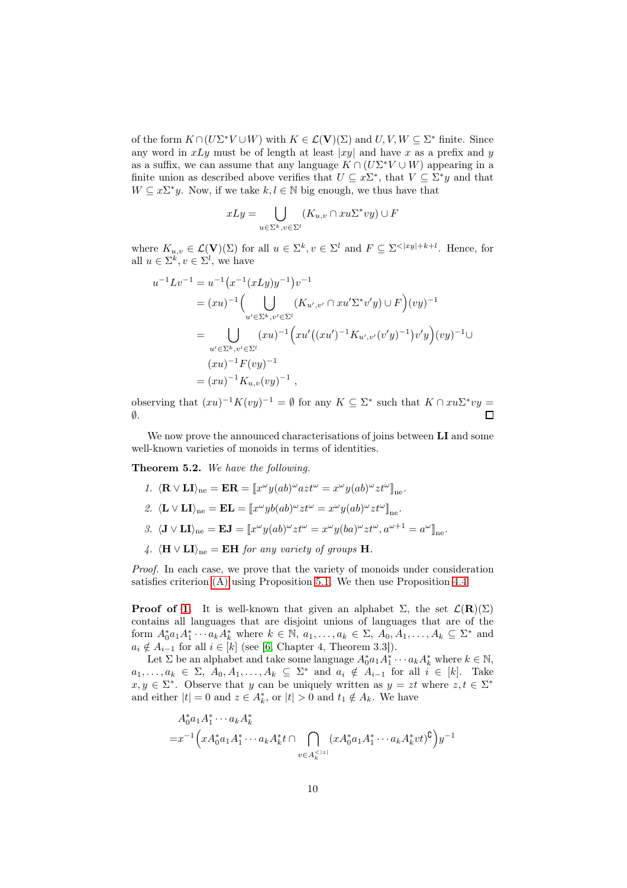of the form $K \cap (U\Sigma^* V \cup W)$ with $K \in \mathcal{L}(\mathbf{V})(\Sigma)$ and $U, V, W \subseteq \Sigma^*$ finite. Since any word in $xLy$ must be of length at least $|xy|$ and have $x$ as a prefix and $y$ as a suffix, we can assume that any language $K \cap (U\Sigma^* V \cup W)$ appearing in a finite union as described above verifies that $U \subseteq x\Sigma^*$, that $V \subseteq \Sigma^* y$ and that $W \subseteq x\Sigma^* y$. Now, if we take $k, l \in \mathbb{N}$ big enough, we thus have that

$$xLy = \bigcup_{u \in \Sigma^k, v \in \Sigma^l} (K_{u,v} \cap xu\Sigma^* vy) \cup F$$

where $K_{u,v} \in \mathcal{L}(\mathbf{V})(\Sigma)$ for all $u \in \Sigma^k, v \in \Sigma^l$ and $F \subseteq \Sigma^{<|xy|+k+l}$. Hence, for all $u \in \Sigma^k, v \in \Sigma^l$, we have

$$\begin{aligned}
u^{-1}Lv^{-1} &= u^{-1}\big(x^{-1}(xLy)y^{-1}\big)v^{-1} \\
&= (xu)^{-1}\Big(\bigcup_{u' \in \Sigma^k, v' \in \Sigma^l} (K_{u',v'} \cap xu'\Sigma^* v'y) \cup F\Big)(vy)^{-1} \\
&= \bigcup_{u' \in \Sigma^k, v' \in \Sigma^l} (xu)^{-1}\Big(xu'\big((xu')^{-1}K_{u',v'}(v'y)^{-1}\big)v'y\Big)(vy)^{-1} \cup \\
&\quad (xu)^{-1}F(vy)^{-1} \\
&= (xu)^{-1}K_{u,v}(vy)^{-1} ,
\end{aligned}$$

observing that $(xu)^{-1}K(vy)^{-1} = \emptyset$ for any $K \subseteq \Sigma^*$ such that $K \cap xu\Sigma^* vy = \emptyset$. □

We now prove the announced characterisations of joins between **LI** and some well-known varieties of monoids in terms of identities.

**Theorem 5.2.** *We have the following.*

1. $\langle \mathbf{R} \vee \mathbf{LI} \rangle_{\mathrm{ne}} = \mathbf{ER} = \llbracket x^\omega y(ab)^\omega azt^\omega = x^\omega y(ab)^\omega zt^\omega \rrbracket_{\mathrm{ne}}$.
2. $\langle \mathbf{L} \vee \mathbf{LI} \rangle_{\mathrm{ne}} = \mathbf{EL} = \llbracket x^\omega yb(ab)^\omega zt^\omega = x^\omega y(ab)^\omega zt^\omega \rrbracket_{\mathrm{ne}}$.
3. $\langle \mathbf{J} \vee \mathbf{LI} \rangle_{\mathrm{ne}} = \mathbf{EJ} = \llbracket x^\omega y(ab)^\omega zt^\omega = x^\omega y(ba)^\omega zt^\omega, a^{\omega+1} = a^\omega \rrbracket_{\mathrm{ne}}$.
4. $\langle \mathbf{H} \vee \mathbf{LI} \rangle_{\mathrm{ne}} = \mathbf{EH}$ *for any variety of groups* $\mathbf{H}$.

*Proof.* In each case, we prove that the variety of monoids under consideration satisfies criterion (A) using Proposition 5.1. We then use Proposition 4.4.

**Proof of 1.** It is well-known that given an alphabet $\Sigma$, the set $\mathcal{L}(\mathbf{R})(\Sigma)$ contains all languages that are disjoint unions of languages that are of the form $A_0^* a_1 A_1^* \cdots a_k A_k^*$ where $k \in \mathbb{N}$, $a_1, \ldots, a_k \in \Sigma$, $A_0, A_1, \ldots, A_k \subseteq \Sigma^*$ and $a_i \notin A_{i-1}$ for all $i \in [k]$ (see [6, Chapter 4, Theorem 3.3]).

Let $\Sigma$ be an alphabet and take some language $A_0^* a_1 A_1^* \cdots a_k A_k^*$ where $k \in \mathbb{N}$, $a_1, \ldots, a_k \in \Sigma$, $A_0, A_1, \ldots, A_k \subseteq \Sigma^*$ and $a_i \notin A_{i-1}$ for all $i \in [k]$. Take $x, y \in \Sigma^*$. Observe that $y$ can be uniquely written as $y = zt$ where $z, t \in \Sigma^*$ and either $|t| = 0$ and $z \in A_k^*$, or $|t| > 0$ and $t_1 \notin A_k$. We have

$$\begin{aligned}
&A_0^* a_1 A_1^* \cdots a_k A_k^* \\
=&x^{-1}\Big(xA_0^* a_1 A_1^* \cdots a_k A_k^* t \cap \bigcap_{v \in A_k^{<|z|}} (xA_0^* a_1 A_1^* \cdots a_k A_k^* vt)^\complement\Big)y^{-1}
\end{aligned}$$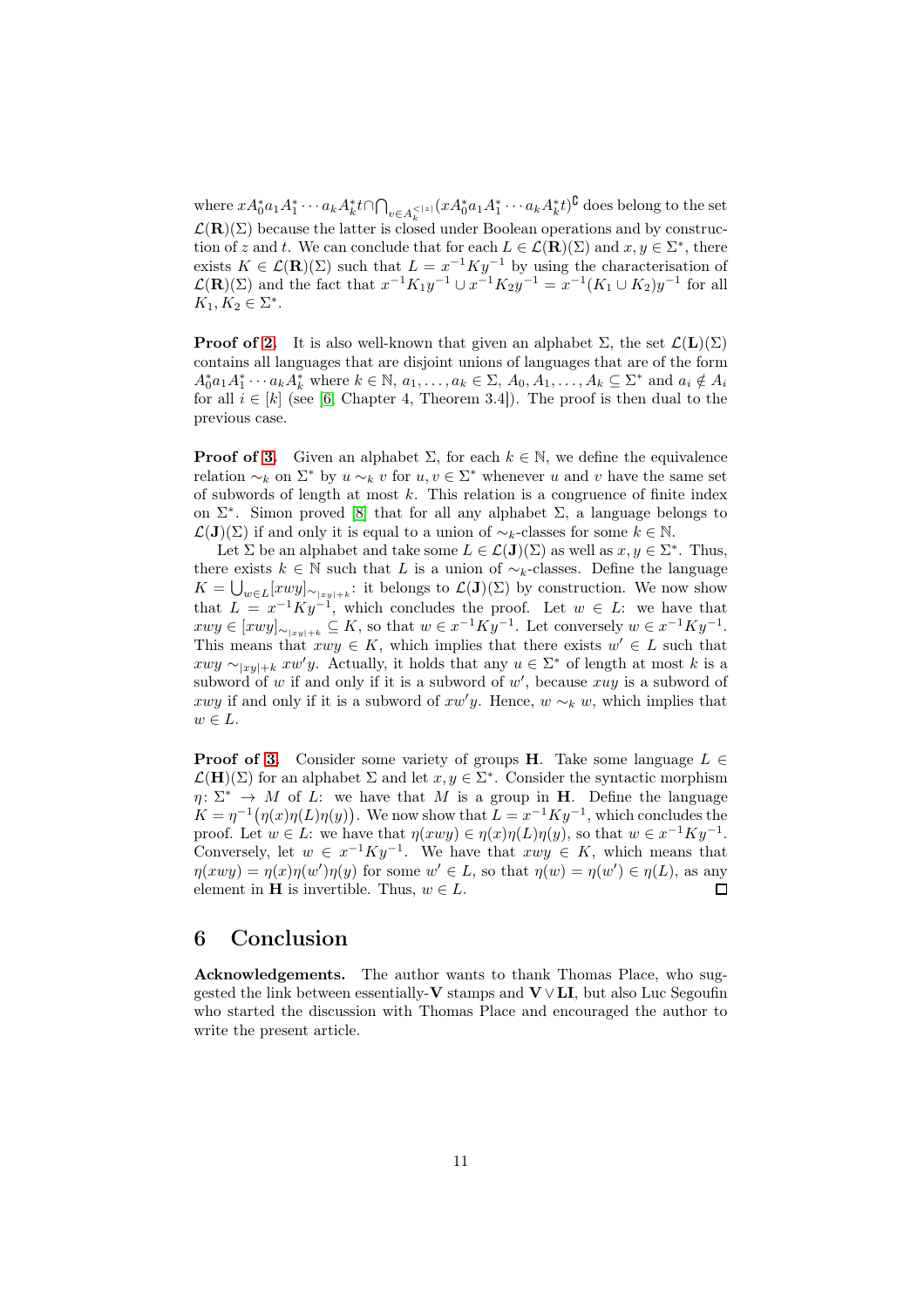where $xA_0^*a_1A_1^* \cdots a_kA_k^*t \cap \bigcap_{v \in A_k^{<|z|}} (xA_0^*a_1A_1^* \cdots a_kA_k^*t)^\complement$ does belong to the set $\mathcal{L}(\mathbf{R})(\Sigma)$ because the latter is closed under Boolean operations and by construction of $z$ and $t$. We can conclude that for each $L \in \mathcal{L}(\mathbf{R})(\Sigma)$ and $x, y \in \Sigma^*$, there exists $K \in \mathcal{L}(\mathbf{R})(\Sigma)$ such that $L = x^{-1}Ky^{-1}$ by using the characterisation of $\mathcal{L}(\mathbf{R})(\Sigma)$ and the fact that $x^{-1}K_1y^{-1} \cup x^{-1}K_2y^{-1} = x^{-1}(K_1 \cup K_2)y^{-1}$ for all $K_1, K_2 \in \Sigma^*$.

**Proof of 2.** It is also well-known that given an alphabet $\Sigma$, the set $\mathcal{L}(\mathbf{L})(\Sigma)$ contains all languages that are disjoint unions of languages that are of the form $A_0^*a_1A_1^* \cdots a_kA_k^*$ where $k \in \mathbb{N}$, $a_1, \ldots, a_k \in \Sigma$, $A_0, A_1, \ldots, A_k \subseteq \Sigma^*$ and $a_i \notin A_i$ for all $i \in [k]$ (see [6, Chapter 4, Theorem 3.4]). The proof is then dual to the previous case.

**Proof of 3.** Given an alphabet $\Sigma$, for each $k \in \mathbb{N}$, we define the equivalence relation $\sim_k$ on $\Sigma^*$ by $u \sim_k v$ for $u, v \in \Sigma^*$ whenever $u$ and $v$ have the same set of subwords of length at most $k$. This relation is a congruence of finite index on $\Sigma^*$. Simon proved [8] that for all any alphabet $\Sigma$, a language belongs to $\mathcal{L}(\mathbf{J})(\Sigma)$ if and only it is equal to a union of $\sim_k$-classes for some $k \in \mathbb{N}$.

Let $\Sigma$ be an alphabet and take some $L \in \mathcal{L}(\mathbf{J})(\Sigma)$ as well as $x, y \in \Sigma^*$. Thus, there exists $k \in \mathbb{N}$ such that $L$ is a union of $\sim_k$-classes. Define the language $K = \bigcup_{w \in L} [xwy]_{\sim_{|xy|+k}}$: it belongs to $\mathcal{L}(\mathbf{J})(\Sigma)$ by construction. We now show that $L = x^{-1}Ky^{-1}$, which concludes the proof. Let $w \in L$: we have that $xwy \in [xwy]_{\sim_{|xy|+k}} \subseteq K$, so that $w \in x^{-1}Ky^{-1}$. Let conversely $w \in x^{-1}Ky^{-1}$. This means that $xwy \in K$, which implies that there exists $w' \in L$ such that $xwy \sim_{|xy|+k} xw'y$. Actually, it holds that any $u \in \Sigma^*$ of length at most $k$ is a subword of $w$ if and only if it is a subword of $w'$, because $xuy$ is a subword of $xwy$ if and only if it is a subword of $xw'y$. Hence, $w \sim_k w$, which implies that $w \in L$.

**Proof of 3.** Consider some variety of groups $\mathbf{H}$. Take some language $L \in \mathcal{L}(\mathbf{H})(\Sigma)$ for an alphabet $\Sigma$ and let $x, y \in \Sigma^*$. Consider the syntactic morphism $\eta \colon \Sigma^* \to M$ of $L$: we have that $M$ is a group in $\mathbf{H}$. Define the language $K = \eta^{-1}\big(\eta(x)\eta(L)\eta(y)\big)$. We now show that $L = x^{-1}Ky^{-1}$, which concludes the proof. Let $w \in L$: we have that $\eta(xwy) \in \eta(x)\eta(L)\eta(y)$, so that $w \in x^{-1}Ky^{-1}$. Conversely, let $w \in x^{-1}Ky^{-1}$. We have that $xwy \in K$, which means that $\eta(xwy) = \eta(x)\eta(w')\eta(y)$ for some $w' \in L$, so that $\eta(w) = \eta(w') \in \eta(L)$, as any element in $\mathbf{H}$ is invertible. Thus, $w \in L$. $\square$

## 6 Conclusion

**Acknowledgements.** The author wants to thank Thomas Place, who suggested the link between essentially-$\mathbf{V}$ stamps and $\mathbf{V} \vee \mathbf{LI}$, but also Luc Segoufin who started the discussion with Thomas Place and encouraged the author to write the present article.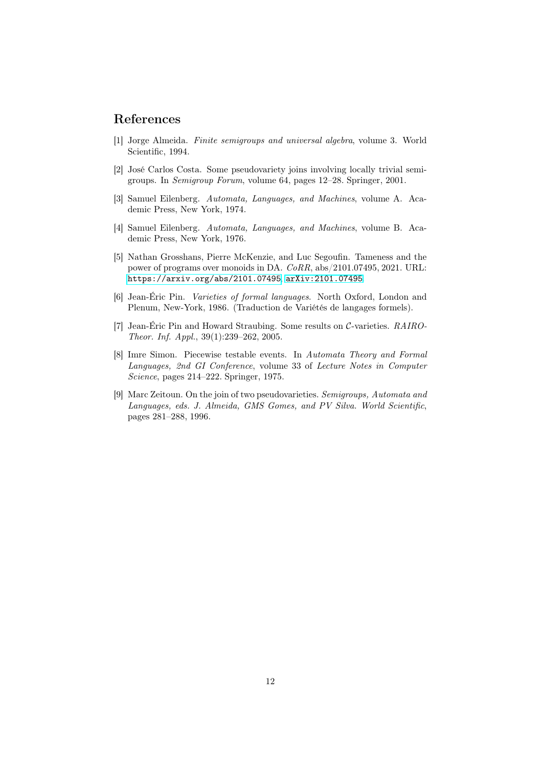## References

[1] Jorge Almeida. *Finite semigroups and universal algebra*, volume 3. World Scientific, 1994.

[2] José Carlos Costa. Some pseudovariety joins involving locally trivial semigroups. In *Semigroup Forum*, volume 64, pages 12–28. Springer, 2001.

[3] Samuel Eilenberg. *Automata, Languages, and Machines*, volume A. Academic Press, New York, 1974.

[4] Samuel Eilenberg. *Automata, Languages, and Machines*, volume B. Academic Press, New York, 1976.

[5] Nathan Grosshans, Pierre McKenzie, and Luc Segoufin. Tameness and the power of programs over monoids in DA. *CoRR*, abs/2101.07495, 2021. URL: `https://arxiv.org/abs/2101.07495`, `arXiv:2101.07495`.

[6] Jean-Éric Pin. *Varieties of formal languages*. North Oxford, London and Plenum, New-York, 1986. (Traduction de Variétés de langages formels).

[7] Jean-Éric Pin and Howard Straubing. Some results on $\mathcal{C}$-varieties. *RAIRO-Theor. Inf. Appl.*, 39(1):239–262, 2005.

[8] Imre Simon. Piecewise testable events. In *Automata Theory and Formal Languages, 2nd GI Conference*, volume 33 of *Lecture Notes in Computer Science*, pages 214–222. Springer, 1975.

[9] Marc Zeitoun. On the join of two pseudovarieties. *Semigroups, Automata and Languages, eds. J. Almeida, GMS Gomes, and PV Silva. World Scientific*, pages 281–288, 1996.